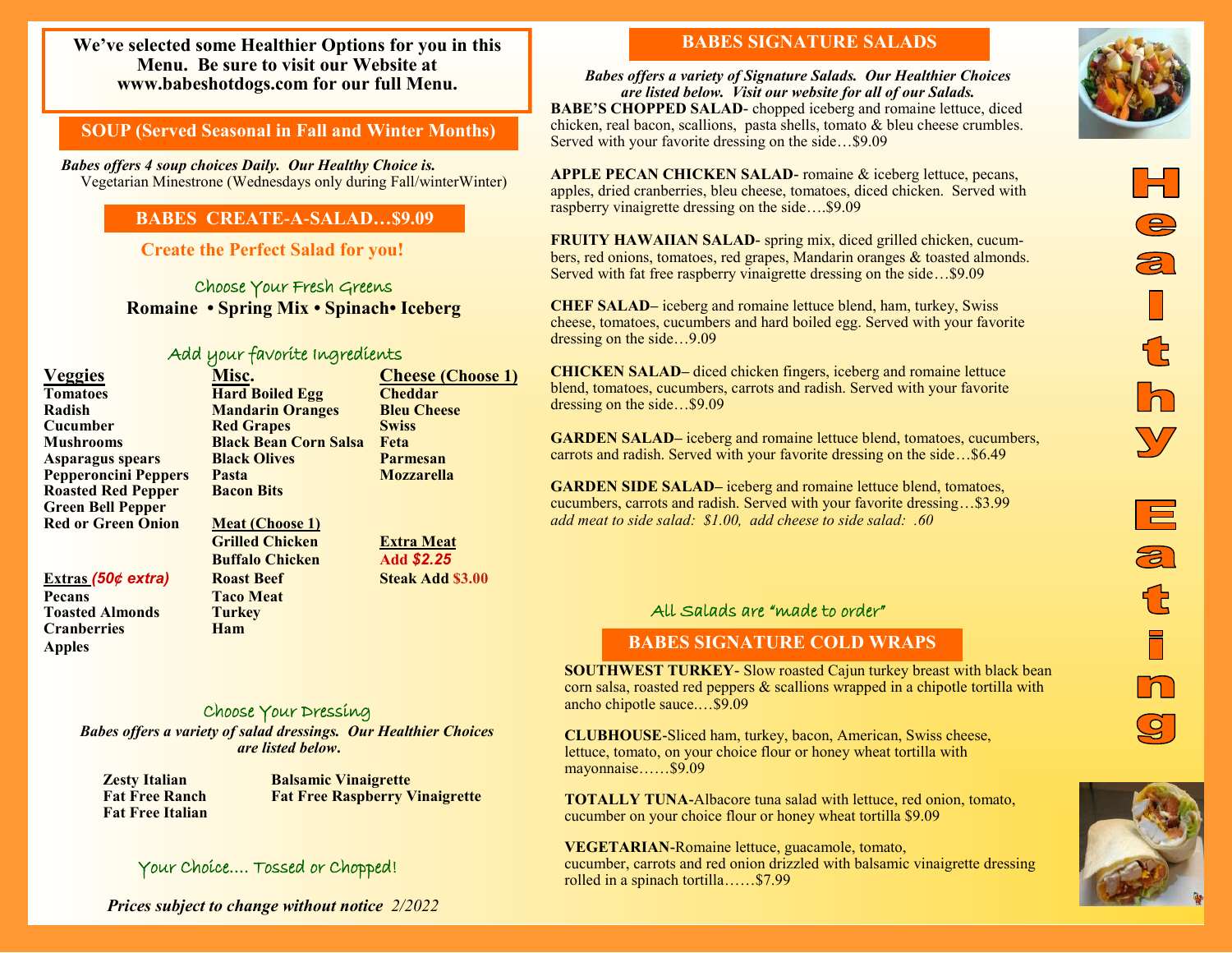**We've selected some Healthier Options for you in this Menu. Be sure to visit our Website at www.babeshotdogs.com for our full Menu.**

## SOUP (Served Seasonal in Fall and Winter Months)

***Babes offers 4 soup choices Daily. Our Healthy Choice is.***
Vegetarian Minestrone (Wednesdays only during Fall/winterWinter)

## BABES CREATE-A-SALAD…$9.09

**Create the Perfect Salad for you!**

### Choose Your Fresh Greens

**Romaine • Spring Mix • Spinach• Iceberg**

### Add your favorite Ingredients

**Veggies**
- Tomatoes
- Radish
- Cucumber
- Mushrooms
- Asparagus spears
- Pepperoncini Peppers
- Roasted Red Pepper
- Green Bell Pepper
- Red or Green Onion

**Misc.**
- Hard Boiled Egg
- Mandarin Oranges
- Red Grapes
- Black Bean Corn Salsa
- Black Olives
- Pasta
- Bacon Bits

**Cheese (Choose 1)**
- Cheddar
- Bleu Cheese
- Swiss
- Feta
- Parmesan
- Mozzarella

**Meat (Choose 1)**
- Grilled Chicken
- Buffalo Chicken
- Roast Beef
- Taco Meat
- Turkey
- Ham

**Extra Meat**
Add *$2.25*
Steak Add $3.00

**Extras** *(50¢ extra)*
- Pecans
- Toasted Almonds
- Cranberries
- Apples

### Choose Your Dressing

***Babes offers a variety of salad dressings. Our Healthier Choices are listed below.***

- Zesty Italian
- Fat Free Ranch
- Fat Free Italian
- Balsamic Vinaigrette
- Fat Free Raspberry Vinaigrette

Your Choice…. Tossed or Chopped!

***Prices subject to change without notice 2/2022***

## BABES SIGNATURE SALADS

***Babes offers a variety of Signature Salads. Our Healthier Choices are listed below. Visit our website for all of our Salads.***

**BABE'S CHOPPED SALAD**- chopped iceberg and romaine lettuce, diced chicken, real bacon, scallions, pasta shells, tomato & bleu cheese crumbles. Served with your favorite dressing on the side…$9.09

**APPLE PECAN CHICKEN SALAD-** romaine & iceberg lettuce, pecans, apples, dried cranberries, bleu cheese, tomatoes, diced chicken. Served with raspberry vinaigrette dressing on the side….$9.09

**FRUITY HAWAIIAN SALAD-** spring mix, diced grilled chicken, cucumbers, red onions, tomatoes, red grapes, Mandarin oranges & toasted almonds. Served with fat free raspberry vinaigrette dressing on the side…$9.09

**CHEF SALAD–** iceberg and romaine lettuce blend, ham, turkey, Swiss cheese, tomatoes, cucumbers and hard boiled egg. Served with your favorite dressing on the side…9.09

**CHICKEN SALAD–** diced chicken fingers, iceberg and romaine lettuce blend, tomatoes, cucumbers, carrots and radish. Served with your favorite dressing on the side…$9.09

**GARDEN SALAD–** iceberg and romaine lettuce blend, tomatoes, cucumbers, carrots and radish. Served with your favorite dressing on the side…$6.49

**GARDEN SIDE SALAD–** iceberg and romaine lettuce blend, tomatoes, cucumbers, carrots and radish. Served with your favorite dressing…$3.99
*add meat to side salad: $1.00, add cheese to side salad: .60*

All Salads are "made to order"

## BABES SIGNATURE COLD WRAPS

**SOUTHWEST TURKEY**- Slow roasted Cajun turkey breast with black bean corn salsa, roasted red peppers & scallions wrapped in a chipotle tortilla with ancho chipotle sauce.…$9.09

**CLUBHOUSE**-Sliced ham, turkey, bacon, American, Swiss cheese, lettuce, tomato, on your choice flour or honey wheat tortilla with mayonnaise……$9.09

**TOTALLY TUNA**-Albacore tuna salad with lettuce, red onion, tomato, cucumber on your choice flour or honey wheat tortilla $9.09

**VEGETARIAN**-Romaine lettuce, guacamole, tomato, cucumber, carrots and red onion drizzled with balsamic vinaigrette dressing rolled in a spinach tortilla……$7.99

**Healthy Eating**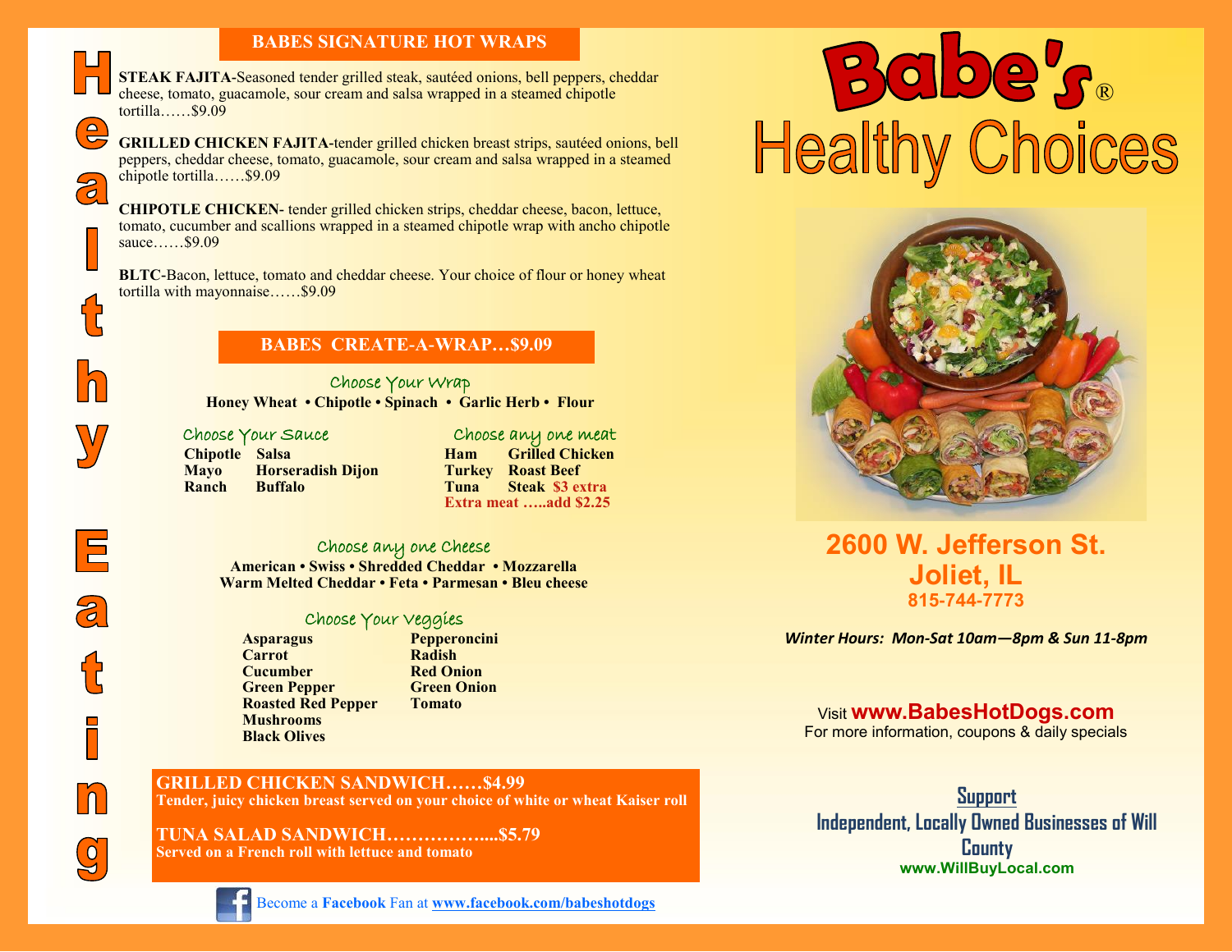Healthy Eating

## BABES SIGNATURE HOT WRAPS

**STEAK FAJITA**-Seasoned tender grilled steak, sautéed onions, bell peppers, cheddar cheese, tomato, guacamole, sour cream and salsa wrapped in a steamed chipotle tortilla……$9.09

**GRILLED CHICKEN FAJITA**-tender grilled chicken breast strips, sautéed onions, bell peppers, cheddar cheese, tomato, guacamole, sour cream and salsa wrapped in a steamed chipotle tortilla……$9.09

**CHIPOTLE CHICKEN**- tender grilled chicken strips, cheddar cheese, bacon, lettuce, tomato, cucumber and scallions wrapped in a steamed chipotle wrap with ancho chipotle sauce……$9.09

**BLTC**-Bacon, lettuce, tomato and cheddar cheese. Your choice of flour or honey wheat tortilla with mayonnaise……$9.09

## BABES CREATE-A-WRAP…$9.09

### Choose Your Wrap

**Honey Wheat • Chipotle • Spinach • Garlic Herb • Flour**

### Choose Your Sauce

| | |
|---|---|
| **Chipotle** | **Salsa** |
| **Mayo** | **Horseradish Dijon** |
| **Ranch** | **Buffalo** |

### Choose any one meat

| | |
|---|---|
| **Ham** | **Grilled Chicken** |
| **Turkey** | **Roast Beef** |
| **Tuna** | **Steak $3 extra** |

**Extra meat …..add $2.25**

### Choose any one Cheese

**American • Swiss • Shredded Cheddar • Mozzarella**
**Warm Melted Cheddar • Feta • Parmesan • Bleu cheese**

### Choose Your Veggies

| | |
|---|---|
| **Asparagus** | **Pepperoncini** |
| **Carrot** | **Radish** |
| **Cucumber** | **Red Onion** |
| **Green Pepper** | **Green Onion** |
| **Roasted Red Pepper** | **Tomato** |
| **Mushrooms** | |
| **Black Olives** | |

**GRILLED CHICKEN SANDWICH……$4.99**
**Tender, juicy chicken breast served on your choice of white or wheat Kaiser roll**

**TUNA SALAD SANDWICH……………....$5.79**
**Served on a French roll with lettuce and tomato**

Become a **Facebook** Fan at **www.facebook.com/babeshotdogs**

# Babe's®
# Healthy Choices

**2600 W. Jefferson St.**
**Joliet, IL**
**815-744-7773**

***Winter Hours: Mon-Sat 10am—8pm & Sun 11-8pm***

Visit **www.BabesHotDogs.com**
For more information, coupons & daily specials

**Support**
**Independent, Locally Owned Businesses of Will County**
**www.WillBuyLocal.com**